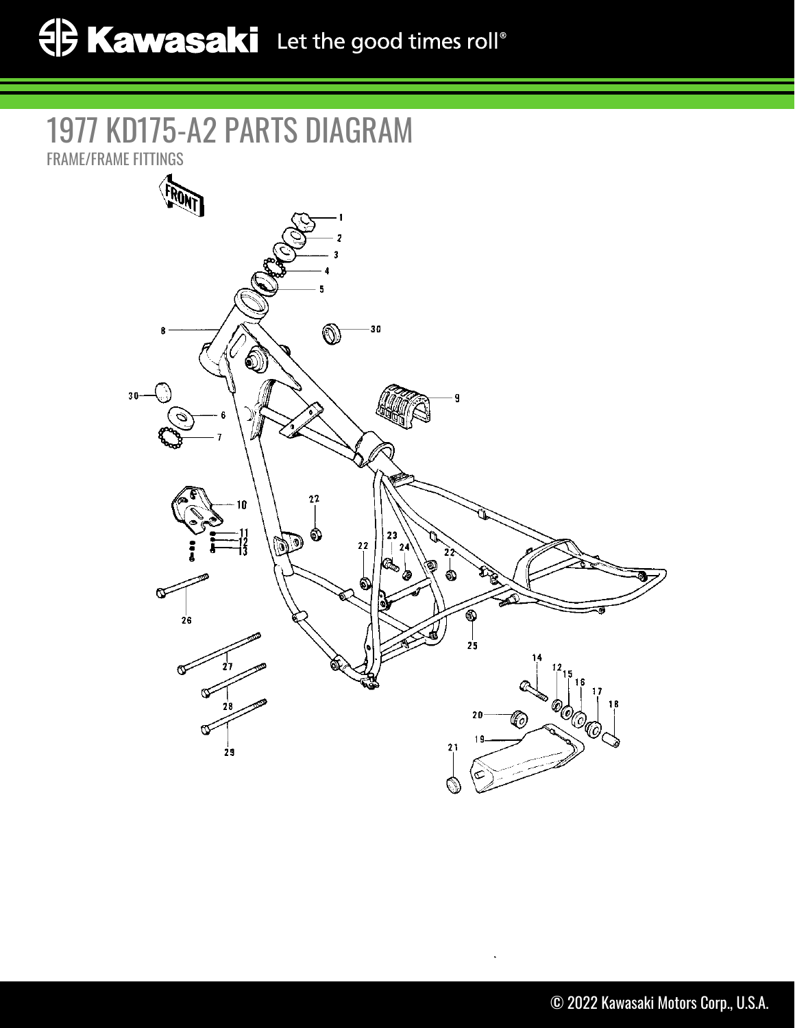# 1977 KD175-A2 PARTS DIAGRAM

FRAME/FRAME FITTINGS

© 2022 Kawasaki Motors Corp., U.S.A.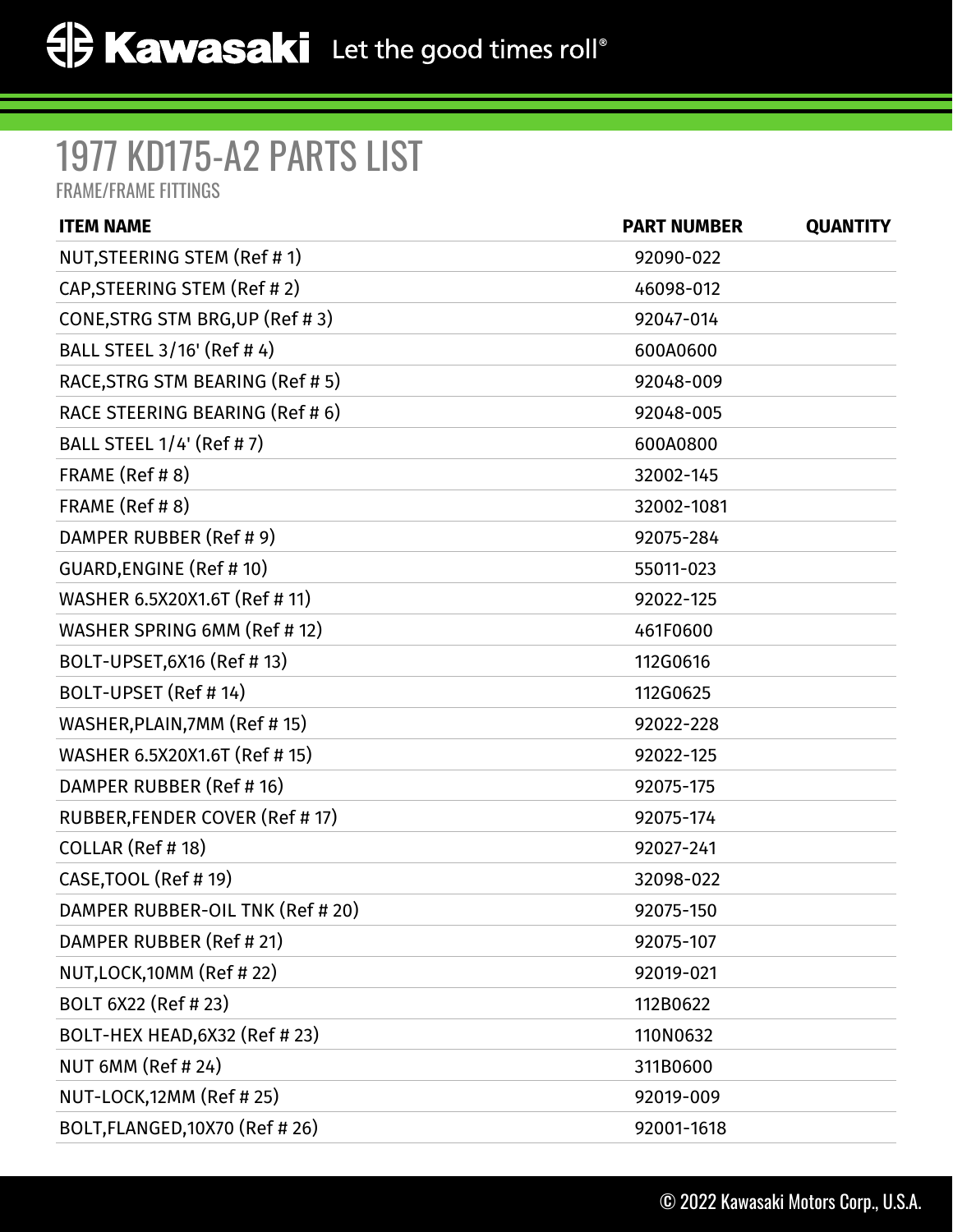# 1977 KD175-A2 PARTS LIST

FRAME/FRAME FITTINGS

| ITEM NAME | PART NUMBER | QUANTITY |
|---|---|---|
| NUT,STEERING STEM (Ref # 1) | 92090-022 | |
| CAP,STEERING STEM (Ref # 2) | 46098-012 | |
| CONE,STRG STM BRG,UP (Ref # 3) | 92047-014 | |
| BALL STEEL 3/16' (Ref # 4) | 600A0600 | |
| RACE,STRG STM BEARING (Ref # 5) | 92048-009 | |
| RACE STEERING BEARING (Ref # 6) | 92048-005 | |
| BALL STEEL 1/4' (Ref # 7) | 600A0800 | |
| FRAME (Ref # 8) | 32002-145 | |
| FRAME (Ref # 8) | 32002-1081 | |
| DAMPER RUBBER (Ref # 9) | 92075-284 | |
| GUARD,ENGINE (Ref # 10) | 55011-023 | |
| WASHER 6.5X20X1.6T (Ref # 11) | 92022-125 | |
| WASHER SPRING 6MM (Ref # 12) | 461F0600 | |
| BOLT-UPSET,6X16 (Ref # 13) | 112G0616 | |
| BOLT-UPSET (Ref # 14) | 112G0625 | |
| WASHER,PLAIN,7MM (Ref # 15) | 92022-228 | |
| WASHER 6.5X20X1.6T (Ref # 15) | 92022-125 | |
| DAMPER RUBBER (Ref # 16) | 92075-175 | |
| RUBBER,FENDER COVER (Ref # 17) | 92075-174 | |
| COLLAR (Ref # 18) | 92027-241 | |
| CASE,TOOL (Ref # 19) | 32098-022 | |
| DAMPER RUBBER-OIL TNK (Ref # 20) | 92075-150 | |
| DAMPER RUBBER (Ref # 21) | 92075-107 | |
| NUT,LOCK,10MM (Ref # 22) | 92019-021 | |
| BOLT 6X22 (Ref # 23) | 112B0622 | |
| BOLT-HEX HEAD,6X32 (Ref # 23) | 110N0632 | |
| NUT 6MM (Ref # 24) | 311B0600 | |
| NUT-LOCK,12MM (Ref # 25) | 92019-009 | |
| BOLT,FLANGED,10X70 (Ref # 26) | 92001-1618 | |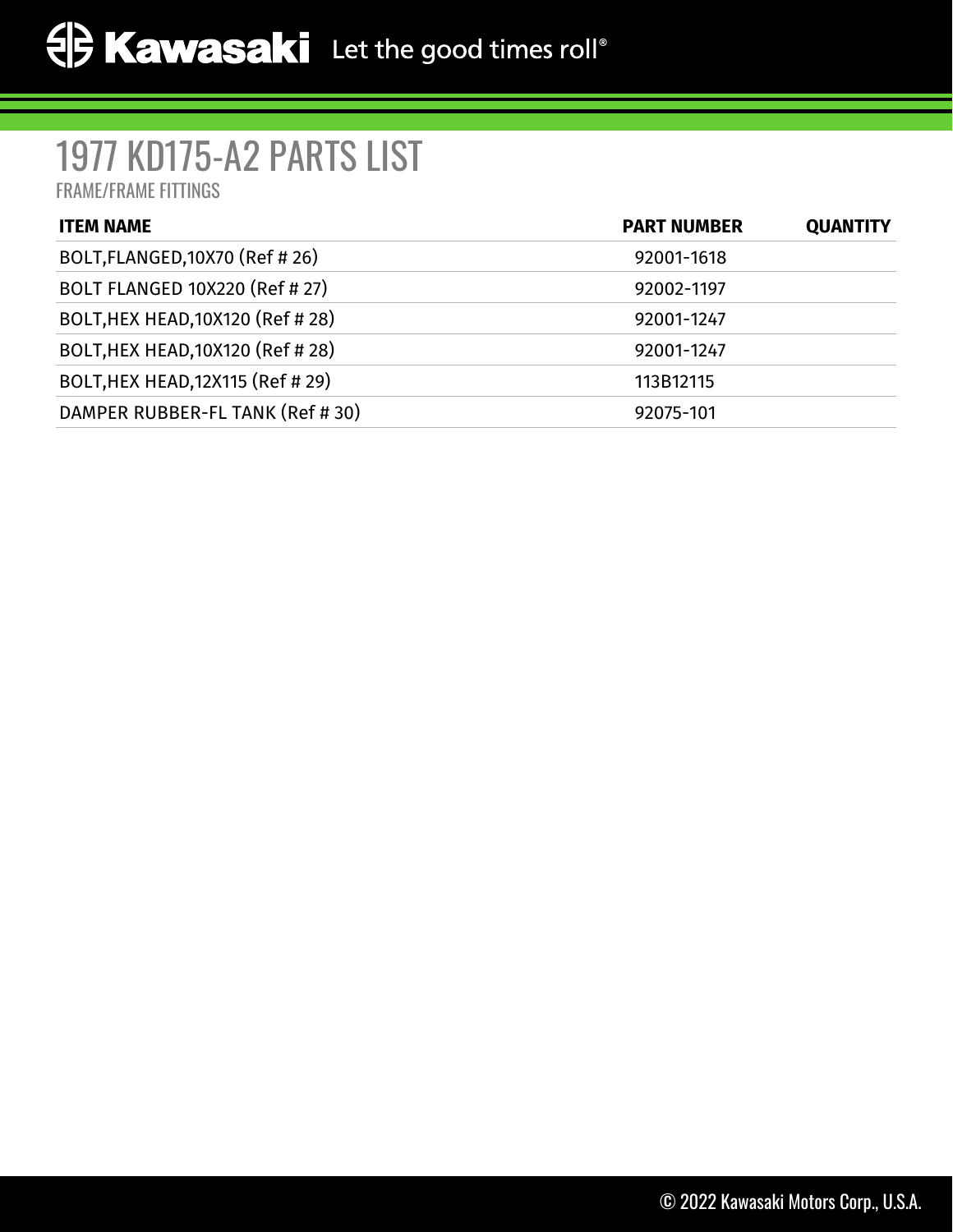# 1977 KD175-A2 PARTS LIST

FRAME/FRAME FITTINGS

| ITEM NAME | PART NUMBER | QUANTITY |
| --- | --- | --- |
| BOLT,FLANGED,10X70 (Ref # 26) | 92001-1618 | |
| BOLT FLANGED 10X220 (Ref # 27) | 92002-1197 | |
| BOLT,HEX HEAD,10X120 (Ref # 28) | 92001-1247 | |
| BOLT,HEX HEAD,10X120 (Ref # 28) | 92001-1247 | |
| BOLT,HEX HEAD,12X115 (Ref # 29) | 113B12115 | |
| DAMPER RUBBER-FL TANK (Ref # 30) | 92075-101 | |